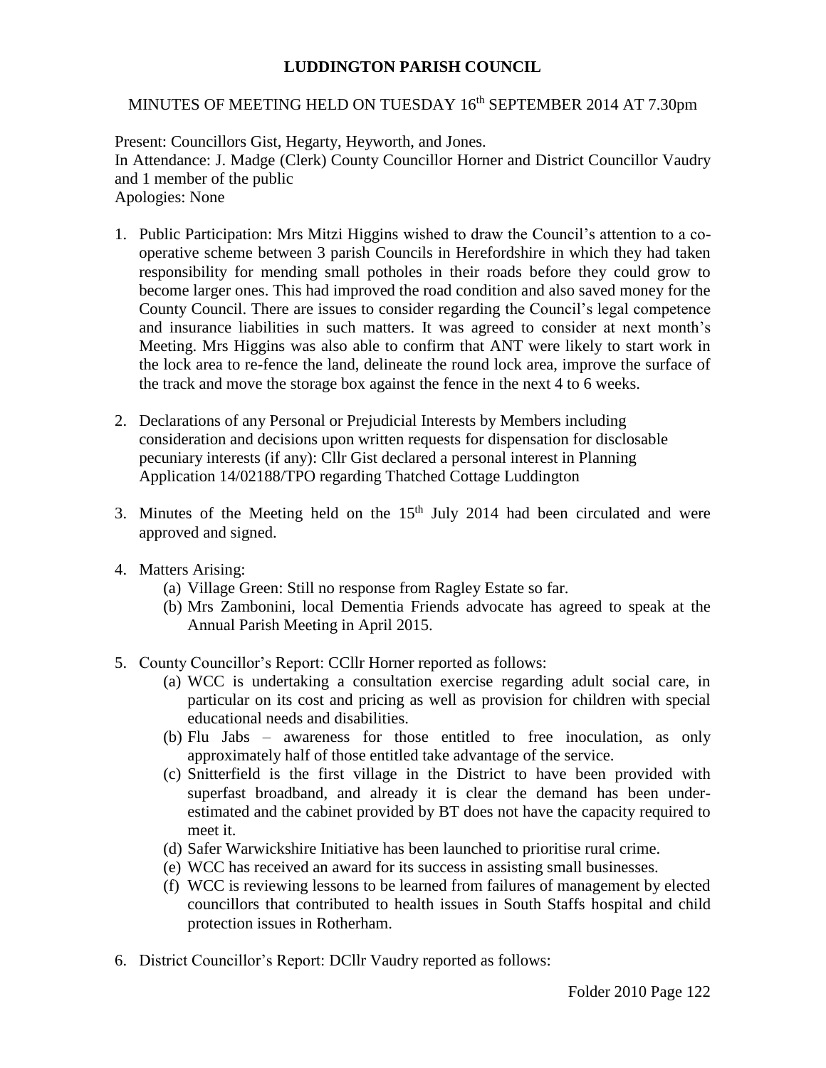# LUDDINGTON PARISH COUNCIL

MINUTES OF MEETING HELD ON TUESDAY 16th SEPTEMBER 2014 AT 7.30pm

Present: Councillors Gist, Hegarty, Heyworth, and Jones.
In Attendance: J. Madge (Clerk) County Councillor Horner and District Councillor Vaudry and 1 member of the public
Apologies: None

1. Public Participation: Mrs Mitzi Higgins wished to draw the Council's attention to a co-operative scheme between 3 parish Councils in Herefordshire in which they had taken responsibility for mending small potholes in their roads before they could grow to become larger ones. This had improved the road condition and also saved money for the County Council. There are issues to consider regarding the Council's legal competence and insurance liabilities in such matters. It was agreed to consider at next month's Meeting. Mrs Higgins was also able to confirm that ANT were likely to start work in the lock area to re-fence the land, delineate the round lock area, improve the surface of the track and move the storage box against the fence in the next 4 to 6 weeks.

2. Declarations of any Personal or Prejudicial Interests by Members including consideration and decisions upon written requests for dispensation for disclosable pecuniary interests (if any): Cllr Gist declared a personal interest in Planning Application 14/02188/TPO regarding Thatched Cottage Luddington

3. Minutes of the Meeting held on the 15th July 2014 had been circulated and were approved and signed.

4. Matters Arising:
   (a) Village Green: Still no response from Ragley Estate so far.
   (b) Mrs Zambonini, local Dementia Friends advocate has agreed to speak at the Annual Parish Meeting in April 2015.

5. County Councillor's Report: CCllr Horner reported as follows:
   (a) WCC is undertaking a consultation exercise regarding adult social care, in particular on its cost and pricing as well as provision for children with special educational needs and disabilities.
   (b) Flu Jabs – awareness for those entitled to free inoculation, as only approximately half of those entitled take advantage of the service.
   (c) Snitterfield is the first village in the District to have been provided with superfast broadband, and already it is clear the demand has been under-estimated and the cabinet provided by BT does not have the capacity required to meet it.
   (d) Safer Warwickshire Initiative has been launched to prioritise rural crime.
   (e) WCC has received an award for its success in assisting small businesses.
   (f) WCC is reviewing lessons to be learned from failures of management by elected councillors that contributed to health issues in South Staffs hospital and child protection issues in Rotherham.

6. District Councillor's Report: DCllr Vaudry reported as follows:

Folder 2010 Page 122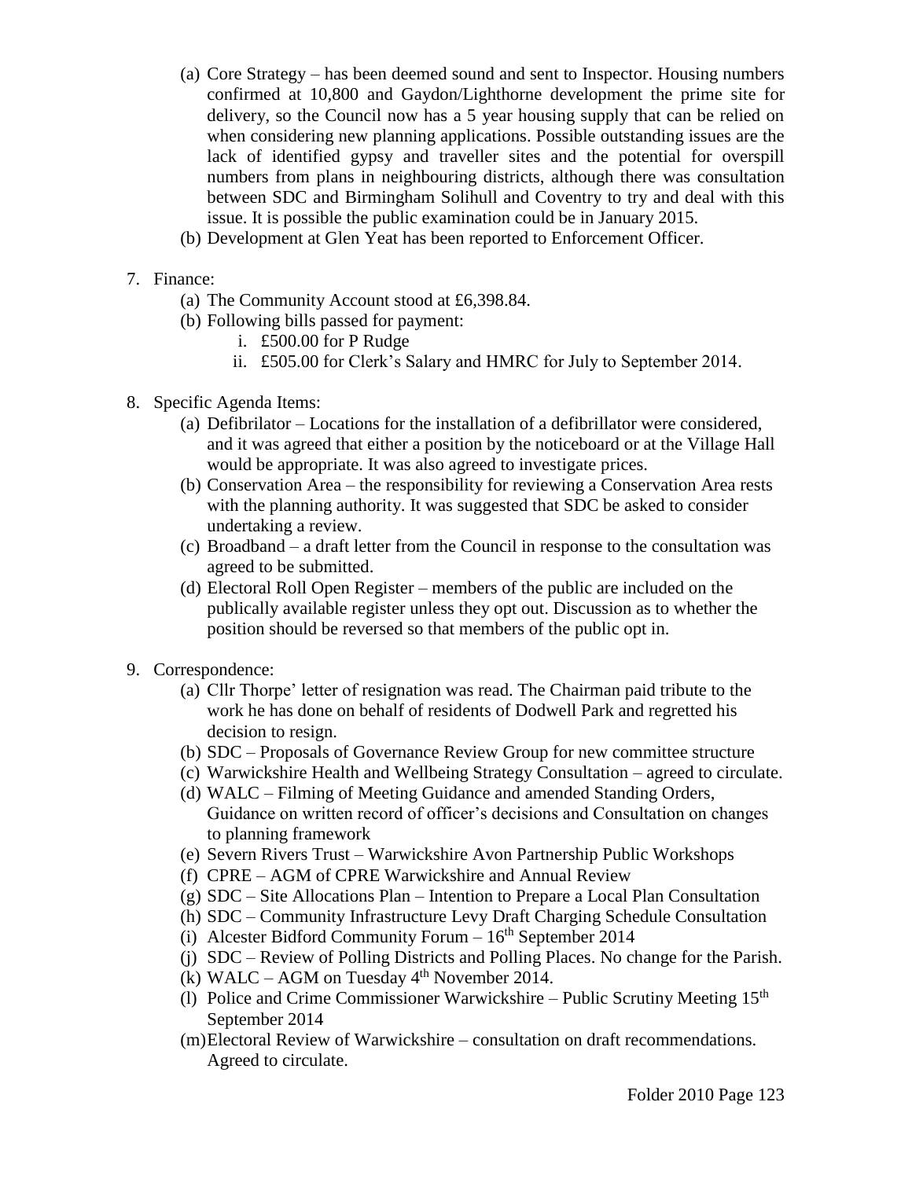(a) Core Strategy – has been deemed sound and sent to Inspector. Housing numbers confirmed at 10,800 and Gaydon/Lighthorne development the prime site for delivery, so the Council now has a 5 year housing supply that can be relied on when considering new planning applications. Possible outstanding issues are the lack of identified gypsy and traveller sites and the potential for overspill numbers from plans in neighbouring districts, although there was consultation between SDC and Birmingham Solihull and Coventry to try and deal with this issue. It is possible the public examination could be in January 2015.

(b) Development at Glen Yeat has been reported to Enforcement Officer.

7. Finance:
   (a) The Community Account stood at £6,398.84.
   (b) Following bills passed for payment:
      i. £500.00 for P Rudge
      ii. £505.00 for Clerk's Salary and HMRC for July to September 2014.

8. Specific Agenda Items:
   (a) Defibrilator – Locations for the installation of a defibrillator were considered, and it was agreed that either a position by the noticeboard or at the Village Hall would be appropriate. It was also agreed to investigate prices.
   (b) Conservation Area – the responsibility for reviewing a Conservation Area rests with the planning authority. It was suggested that SDC be asked to consider undertaking a review.
   (c) Broadband – a draft letter from the Council in response to the consultation was agreed to be submitted.
   (d) Electoral Roll Open Register – members of the public are included on the publically available register unless they opt out. Discussion as to whether the position should be reversed so that members of the public opt in.

9. Correspondence:
   (a) Cllr Thorpe' letter of resignation was read. The Chairman paid tribute to the work he has done on behalf of residents of Dodwell Park and regretted his decision to resign.
   (b) SDC – Proposals of Governance Review Group for new committee structure
   (c) Warwickshire Health and Wellbeing Strategy Consultation – agreed to circulate.
   (d) WALC – Filming of Meeting Guidance and amended Standing Orders, Guidance on written record of officer's decisions and Consultation on changes to planning framework
   (e) Severn Rivers Trust – Warwickshire Avon Partnership Public Workshops
   (f) CPRE – AGM of CPRE Warwickshire and Annual Review
   (g) SDC – Site Allocations Plan – Intention to Prepare a Local Plan Consultation
   (h) SDC – Community Infrastructure Levy Draft Charging Schedule Consultation
   (i) Alcester Bidford Community Forum – 16th September 2014
   (j) SDC – Review of Polling Districts and Polling Places. No change for the Parish.
   (k) WALC – AGM on Tuesday 4th November 2014.
   (l) Police and Crime Commissioner Warwickshire – Public Scrutiny Meeting 15th September 2014
   (m) Electoral Review of Warwickshire – consultation on draft recommendations. Agreed to circulate.

Folder 2010 Page 123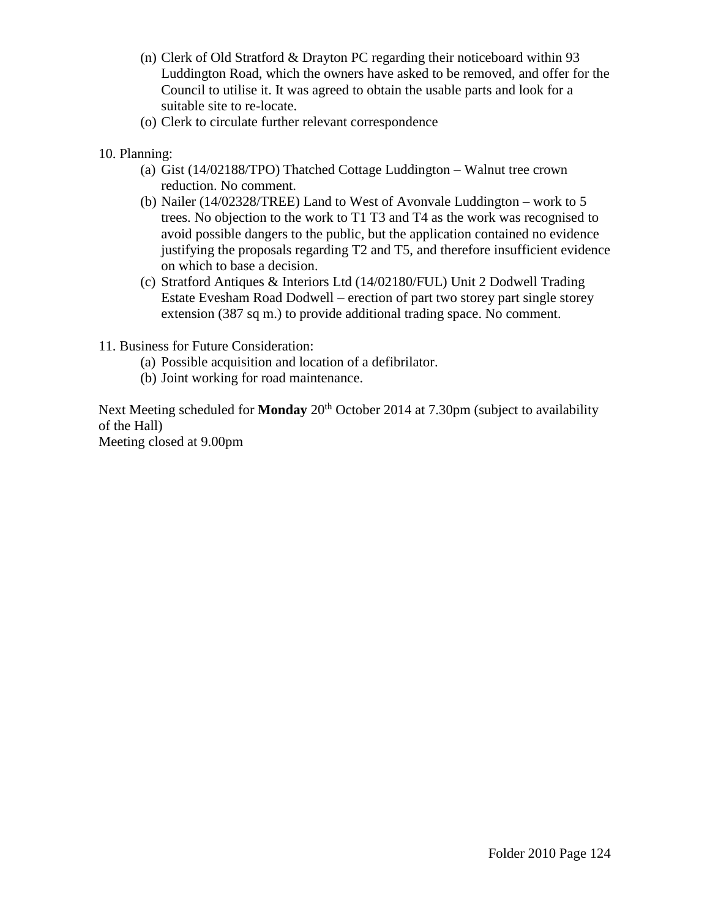(n) Clerk of Old Stratford & Drayton PC regarding their noticeboard within 93 Luddington Road, which the owners have asked to be removed, and offer for the Council to utilise it. It was agreed to obtain the usable parts and look for a suitable site to re-locate.
(o) Clerk to circulate further relevant correspondence

10. Planning:
(a) Gist (14/02188/TPO) Thatched Cottage Luddington – Walnut tree crown reduction. No comment.
(b) Nailer (14/02328/TREE) Land to West of Avonvale Luddington – work to 5 trees. No objection to the work to T1 T3 and T4 as the work was recognised to avoid possible dangers to the public, but the application contained no evidence justifying the proposals regarding T2 and T5, and therefore insufficient evidence on which to base a decision.
(c) Stratford Antiques & Interiors Ltd (14/02180/FUL) Unit 2 Dodwell Trading Estate Evesham Road Dodwell – erection of part two storey part single storey extension (387 sq m.) to provide additional trading space. No comment.

11. Business for Future Consideration:
(a) Possible acquisition and location of a defibrilator.
(b) Joint working for road maintenance.

Next Meeting scheduled for **Monday** 20th October 2014 at 7.30pm (subject to availability of the Hall)
Meeting closed at 9.00pm

Folder 2010 Page 124